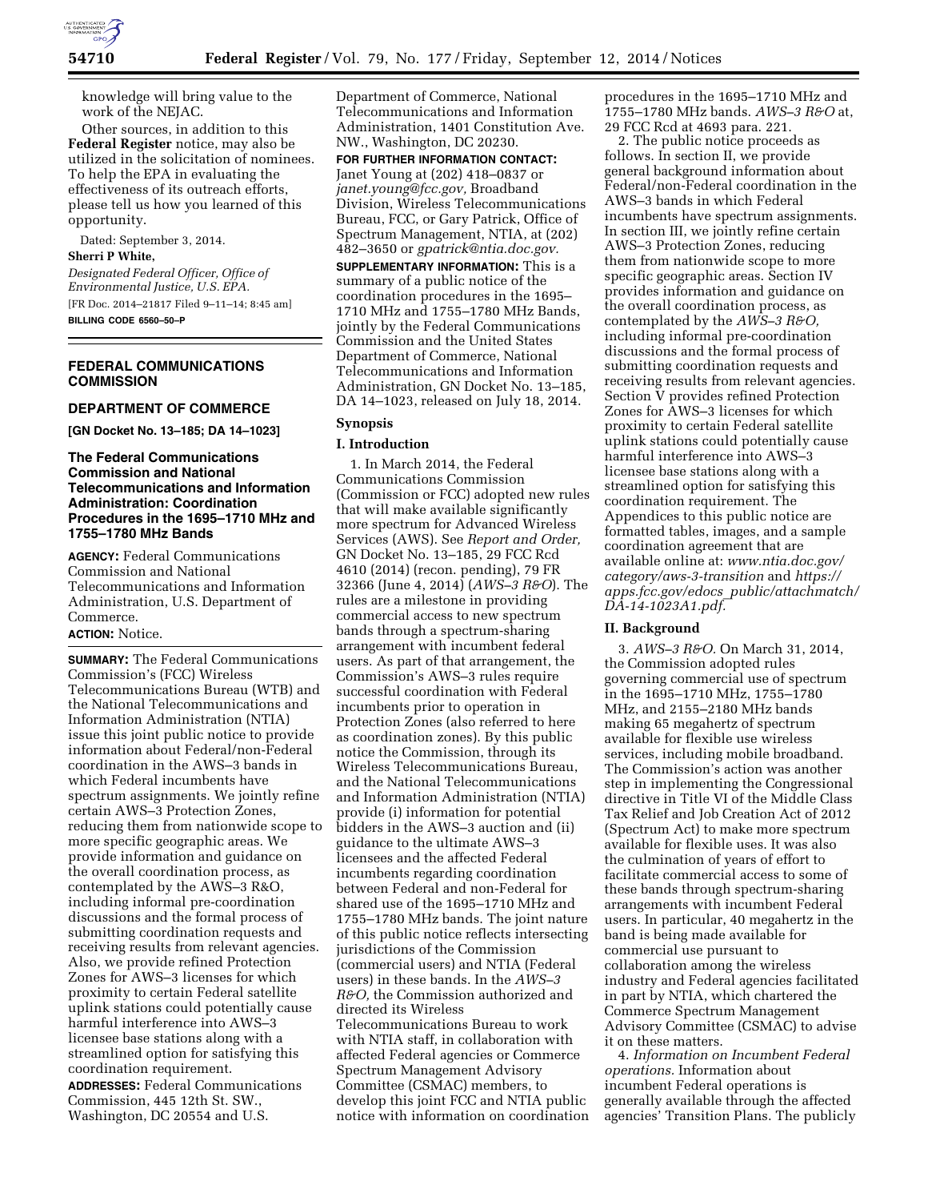knowledge will bring value to the work of the NEJAC.

Other sources, in addition to this **Federal Register** notice, may also be utilized in the solicitation of nominees. To help the EPA in evaluating the effectiveness of its outreach efforts, please tell us how you learned of this opportunity.

Dated: September 3, 2014.

**Sherri P White,**

*Designated Federal Officer, Office of Environmental Justice, U.S. EPA.*

[FR Doc. 2014–21817 Filed 9–11–14; 8:45 am]

**BILLING CODE 6560–50–P**

## FEDERAL COMMUNICATIONS COMMISSION

## DEPARTMENT OF COMMERCE

**[GN Docket No. 13–185; DA 14–1023]**

### The Federal Communications Commission and National Telecommunications and Information Administration: Coordination Procedures in the 1695–1710 MHz and 1755–1780 MHz Bands

**AGENCY:** Federal Communications Commission and National Telecommunications and Information Administration, U.S. Department of Commerce.

**ACTION:** Notice.

**SUMMARY:** The Federal Communications Commission's (FCC) Wireless Telecommunications Bureau (WTB) and the National Telecommunications and Information Administration (NTIA) issue this joint public notice to provide information about Federal/non-Federal coordination in the AWS–3 bands in which Federal incumbents have spectrum assignments. We jointly refine certain AWS–3 Protection Zones, reducing them from nationwide scope to more specific geographic areas. We provide information and guidance on the overall coordination process, as contemplated by the AWS–3 R&O, including informal pre-coordination discussions and the formal process of submitting coordination requests and receiving results from relevant agencies. Also, we provide refined Protection Zones for AWS–3 licenses for which proximity to certain Federal satellite uplink stations could potentially cause harmful interference into AWS–3 licensee base stations along with a streamlined option for satisfying this coordination requirement.

**ADDRESSES:** Federal Communications Commission, 445 12th St. SW., Washington, DC 20554 and U.S. Department of Commerce, National Telecommunications and Information Administration, 1401 Constitution Ave. NW., Washington, DC 20230.

**FOR FURTHER INFORMATION CONTACT:** Janet Young at (202) 418–0837 or *janet.young@fcc.gov,* Broadband Division, Wireless Telecommunications Bureau, FCC, or Gary Patrick, Office of Spectrum Management, NTIA, at (202) 482–3650 or *gpatrick@ntia.doc.gov.*

**SUPPLEMENTARY INFORMATION:** This is a summary of a public notice of the coordination procedures in the 1695–1710 MHz and 1755–1780 MHz Bands, jointly by the Federal Communications Commission and the United States Department of Commerce, National Telecommunications and Information Administration, GN Docket No. 13–185, DA 14–1023, released on July 18, 2014.

## Synopsis

### I. Introduction

1. In March 2014, the Federal Communications Commission (Commission or FCC) adopted new rules that will make available significantly more spectrum for Advanced Wireless Services (AWS). See *Report and Order,* GN Docket No. 13–185, 29 FCC Rcd 4610 (2014) (recon. pending), 79 FR 32366 (June 4, 2014) (*AWS–3 R&O*). The rules are a milestone in providing commercial access to new spectrum bands through a spectrum-sharing arrangement with incumbent federal users. As part of that arrangement, the Commission's AWS–3 rules require successful coordination with Federal incumbents prior to operation in Protection Zones (also referred to here as coordination zones). By this public notice the Commission, through its Wireless Telecommunications Bureau, and the National Telecommunications and Information Administration (NTIA) provide (i) information for potential bidders in the AWS–3 auction and (ii) guidance to the ultimate AWS–3 licensees and the affected Federal incumbents regarding coordination between Federal and non-Federal for shared use of the 1695–1710 MHz and 1755–1780 MHz bands. The joint nature of this public notice reflects intersecting jurisdictions of the Commission (commercial users) and NTIA (Federal users) in these bands. In the *AWS–3 R&O,* the Commission authorized and directed its Wireless Telecommunications Bureau to work with NTIA staff, in collaboration with affected Federal agencies or Commerce Spectrum Management Advisory Committee (CSMAC) members, to develop this joint FCC and NTIA public notice with information on coordination procedures in the 1695–1710 MHz and 1755–1780 MHz bands. *AWS–3 R&O* at, 29 FCC Rcd at 4693 para. 221.

2. The public notice proceeds as follows. In section II, we provide general background information about Federal/non-Federal coordination in the AWS–3 bands in which Federal incumbents have spectrum assignments. In section III, we jointly refine certain AWS–3 Protection Zones, reducing them from nationwide scope to more specific geographic areas. Section IV provides information and guidance on the overall coordination process, as contemplated by the *AWS–3 R&O,* including informal pre-coordination discussions and the formal process of submitting coordination requests and receiving results from relevant agencies. Section V provides refined Protection Zones for AWS–3 licenses for which proximity to certain Federal satellite uplink stations could potentially cause harmful interference into AWS–3 licensee base stations along with a streamlined option for satisfying this coordination requirement. The Appendices to this public notice are formatted tables, images, and a sample coordination agreement that are available online at: *www.ntia.doc.gov/category/aws-3-transition* and *https://apps.fcc.gov/edocs_public/attachmatch/DA-14-1023A1.pdf.*

### II. Background

3. *AWS–3 R&O.* On March 31, 2014, the Commission adopted rules governing commercial use of spectrum in the 1695–1710 MHz, 1755–1780 MHz, and 2155–2180 MHz bands making 65 megahertz of spectrum available for flexible use wireless services, including mobile broadband. The Commission's action was another step in implementing the Congressional directive in Title VI of the Middle Class Tax Relief and Job Creation Act of 2012 (Spectrum Act) to make more spectrum available for flexible uses. It was also the culmination of years of effort to facilitate commercial access to some of these bands through spectrum-sharing arrangements with incumbent Federal users. In particular, 40 megahertz in the band is being made available for commercial use pursuant to collaboration among the wireless industry and Federal agencies facilitated in part by NTIA, which chartered the Commerce Spectrum Management Advisory Committee (CSMAC) to advise it on these matters.

4. *Information on Incumbent Federal operations.* Information about incumbent Federal operations is generally available through the affected agencies' Transition Plans. The publicly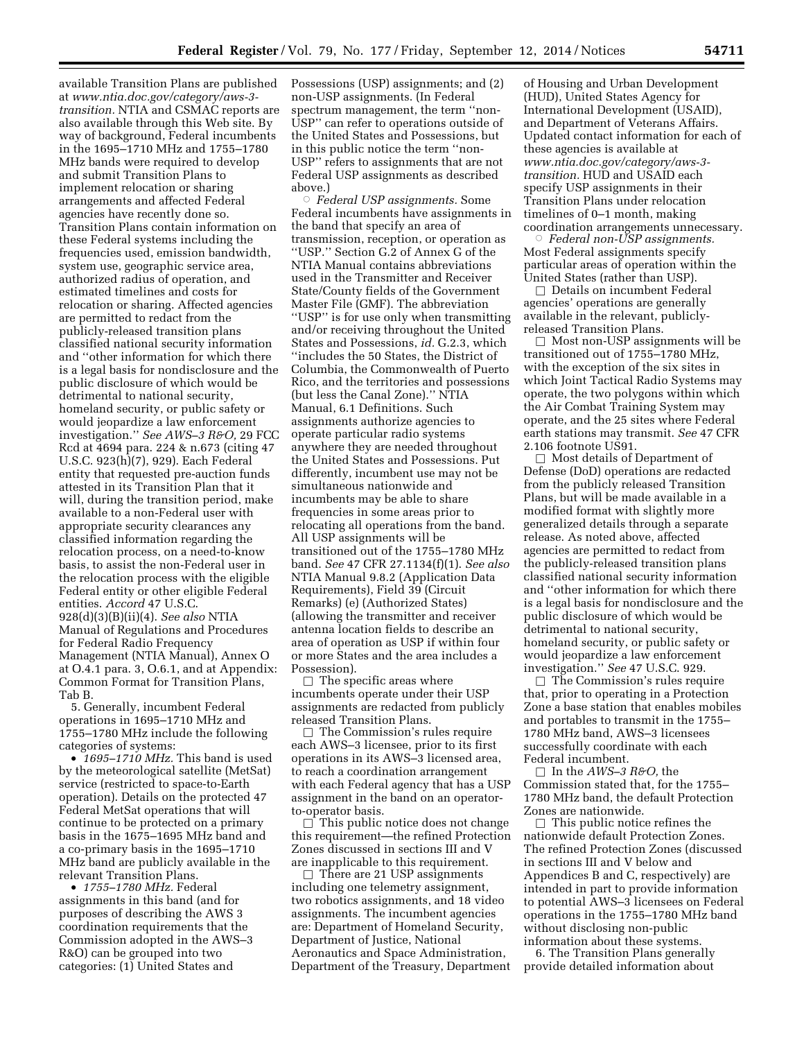available Transition Plans are published at *www.ntia.doc.gov/category/aws-3-transition.* NTIA and CSMAC reports are also available through this Web site. By way of background, Federal incumbents in the 1695–1710 MHz and 1755–1780 MHz bands were required to develop and submit Transition Plans to implement relocation or sharing arrangements and affected Federal agencies have recently done so. Transition Plans contain information on these Federal systems including the frequencies used, emission bandwidth, system use, geographic service area, authorized radius of operation, and estimated timelines and costs for relocation or sharing. Affected agencies are permitted to redact from the publicly-released transition plans classified national security information and ''other information for which there is a legal basis for nondisclosure and the public disclosure of which would be detrimental to national security, homeland security, or public safety or would jeopardize a law enforcement investigation.'' *See AWS–3 R&O,* 29 FCC Rcd at 4694 para. 224 & n.673 (citing 47 U.S.C. 923(h)(7), 929). Each Federal entity that requested pre-auction funds attested in its Transition Plan that it will, during the transition period, make available to a non-Federal user with appropriate security clearances any classified information regarding the relocation process, on a need-to-know basis, to assist the non-Federal user in the relocation process with the eligible Federal entity or other eligible Federal entities. *Accord* 47 U.S.C. 928(d)(3)(B)(ii)(4). *See also* NTIA Manual of Regulations and Procedures for Federal Radio Frequency Management (NTIA Manual), Annex O at O.4.1 para. 3, O.6.1, and at Appendix: Common Format for Transition Plans, Tab B.

5. Generally, incumbent Federal operations in 1695–1710 MHz and 1755–1780 MHz include the following categories of systems:

- *1695–1710 MHz.* This band is used by the meteorological satellite (MetSat) service (restricted to space-to-Earth operation). Details on the protected 47 Federal MetSat operations that will continue to be protected on a primary basis in the 1675–1695 MHz band and a co-primary basis in the 1695–1710 MHz band are publicly available in the relevant Transition Plans.
- *1755–1780 MHz.* Federal assignments in this band (and for purposes of describing the AWS 3 coordination requirements that the Commission adopted in the AWS–3 R&O) can be grouped into two categories: (1) United States and Possessions (USP) assignments; and (2) non-USP assignments. (In Federal spectrum management, the term ''non-USP'' can refer to operations outside of the United States and Possessions, but in this public notice the term ''non-USP'' refers to assignments that are not Federal USP assignments as described above.)
  - *Federal USP assignments.* Some Federal incumbents have assignments in the band that specify an area of transmission, reception, or operation as ''USP.'' Section G.2 of Annex G of the NTIA Manual contains abbreviations used in the Transmitter and Receiver State/County fields of the Government Master File (GMF). The abbreviation ''USP'' is for use only when transmitting and/or receiving throughout the United States and Possessions, *id.* G.2.3, which ''includes the 50 States, the District of Columbia, the Commonwealth of Puerto Rico, and the territories and possessions (but less the Canal Zone).'' NTIA Manual, 6.1 Definitions. Such assignments authorize agencies to operate particular radio systems anywhere they are needed throughout the United States and Possessions. Put differently, incumbent use may not be simultaneous nationwide and incumbents may be able to share frequencies in some areas prior to relocating all operations from the band. All USP assignments will be transitioned out of the 1755–1780 MHz band. *See* 47 CFR 27.1134(f)(1). *See also* NTIA Manual 9.8.2 (Application Data Requirements), Field 39 (Circuit Remarks) (e) (Authorized States) (allowing the transmitter and receiver antenna location fields to describe an area of operation as USP if within four or more States and the area includes a Possession).
    - □ The specific areas where incumbents operate under their USP assignments are redacted from publicly released Transition Plans.
    - □ The Commission's rules require each AWS–3 licensee, prior to its first operations in its AWS–3 licensed area, to reach a coordination arrangement with each Federal agency that has a USP assignment in the band on an operator-to-operator basis.
    - □ This public notice does not change this requirement—the refined Protection Zones discussed in sections III and V are inapplicable to this requirement.
    - □ There are 21 USP assignments including one telemetry assignment, two robotics assignments, and 18 video assignments. The incumbent agencies are: Department of Homeland Security, Department of Justice, National Aeronautics and Space Administration, Department of the Treasury, Department of Housing and Urban Development (HUD), United States Agency for International Development (USAID), and Department of Veterans Affairs. Updated contact information for each of these agencies is available at *www.ntia.doc.gov/category/aws-3-transition.* HUD and USAID each specify USP assignments in their Transition Plans under relocation timelines of 0–1 month, making coordination arrangements unnecessary.
  - *Federal non-USP assignments.* Most Federal assignments specify particular areas of operation within the United States (rather than USP).
    - □ Details on incumbent Federal agencies' operations are generally available in the relevant, publicly-released Transition Plans.
    - □ Most non-USP assignments will be transitioned out of 1755–1780 MHz, with the exception of the six sites in which Joint Tactical Radio Systems may operate, the two polygons within which the Air Combat Training System may operate, and the 25 sites where Federal earth stations may transmit. *See* 47 CFR 2.106 footnote US91.
    - □ Most details of Department of Defense (DoD) operations are redacted from the publicly released Transition Plans, but will be made available in a modified format with slightly more generalized details through a separate release. As noted above, affected agencies are permitted to redact from the publicly-released transition plans classified national security information and ''other information for which there is a legal basis for nondisclosure and the public disclosure of which would be detrimental to national security, homeland security, or public safety or would jeopardize a law enforcement investigation.'' *See* 47 U.S.C. 929.
    - □ The Commission's rules require that, prior to operating in a Protection Zone a base station that enables mobiles and portables to transmit in the 1755–1780 MHz band, AWS–3 licensees successfully coordinate with each Federal incumbent.
    - □ In the *AWS–3 R&O,* the Commission stated that, for the 1755–1780 MHz band, the default Protection Zones are nationwide.
    - □ This public notice refines the nationwide default Protection Zones. The refined Protection Zones (discussed in sections III and V below and Appendices B and C, respectively) are intended in part to provide information to potential AWS–3 licensees on Federal operations in the 1755–1780 MHz band without disclosing non-public information about these systems.

6. The Transition Plans generally provide detailed information about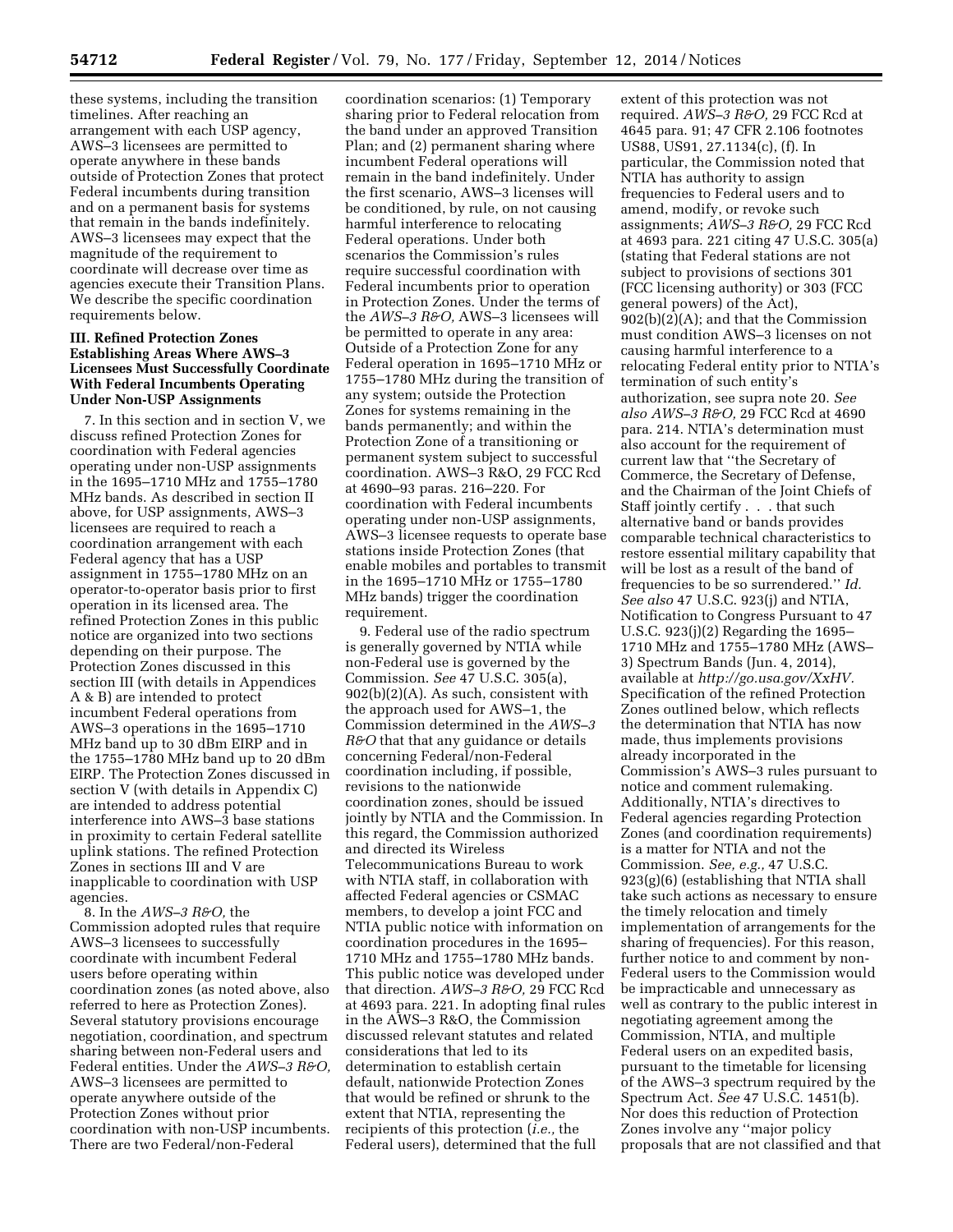these systems, including the transition timelines. After reaching an arrangement with each USP agency, AWS–3 licensees are permitted to operate anywhere in these bands outside of Protection Zones that protect Federal incumbents during transition and on a permanent basis for systems that remain in the bands indefinitely. AWS–3 licensees may expect that the magnitude of the requirement to coordinate will decrease over time as agencies execute their Transition Plans. We describe the specific coordination requirements below.

## III. Refined Protection Zones Establishing Areas Where AWS–3 Licensees Must Successfully Coordinate With Federal Incumbents Operating Under Non-USP Assignments

7. In this section and in section V, we discuss refined Protection Zones for coordination with Federal agencies operating under non-USP assignments in the 1695–1710 MHz and 1755–1780 MHz bands. As described in section II above, for USP assignments, AWS–3 licensees are required to reach a coordination arrangement with each Federal agency that has a USP assignment in 1755–1780 MHz on an operator-to-operator basis prior to first operation in its licensed area. The refined Protection Zones in this public notice are organized into two sections depending on their purpose. The Protection Zones discussed in this section III (with details in Appendices A & B) are intended to protect incumbent Federal operations from AWS–3 operations in the 1695–1710 MHz band up to 30 dBm EIRP and in the 1755–1780 MHz band up to 20 dBm EIRP. The Protection Zones discussed in section V (with details in Appendix C) are intended to address potential interference into AWS–3 base stations in proximity to certain Federal satellite uplink stations. The refined Protection Zones in sections III and V are inapplicable to coordination with USP agencies.

8. In the *AWS–3 R&O,* the Commission adopted rules that require AWS–3 licensees to successfully coordinate with incumbent Federal users before operating within coordination zones (as noted above, also referred to here as Protection Zones). Several statutory provisions encourage negotiation, coordination, and spectrum sharing between non-Federal users and Federal entities. Under the *AWS–3 R&O,* AWS–3 licensees are permitted to operate anywhere outside of the Protection Zones without prior coordination with non-USP incumbents. There are two Federal/non-Federal coordination scenarios: (1) Temporary sharing prior to Federal relocation from the band under an approved Transition Plan; and (2) permanent sharing where incumbent Federal operations will remain in the band indefinitely. Under the first scenario, AWS–3 licenses will be conditioned, by rule, on not causing harmful interference to relocating Federal operations. Under both scenarios the Commission's rules require successful coordination with Federal incumbents prior to operation in Protection Zones. Under the terms of the *AWS–3 R&O,* AWS–3 licensees will be permitted to operate in any area: Outside of a Protection Zone for any Federal operation in 1695–1710 MHz or 1755–1780 MHz during the transition of any system; outside the Protection Zones for systems remaining in the bands permanently; and within the Protection Zone of a transitioning or permanent system subject to successful coordination. AWS–3 R&O, 29 FCC Rcd at 4690–93 paras. 216–220. For coordination with Federal incumbents operating under non-USP assignments, AWS–3 licensee requests to operate base stations inside Protection Zones (that enable mobiles and portables to transmit in the 1695–1710 MHz or 1755–1780 MHz bands) trigger the coordination requirement.

9. Federal use of the radio spectrum is generally governed by NTIA while non-Federal use is governed by the Commission. *See* 47 U.S.C. 305(a), 902(b)(2)(A). As such, consistent with the approach used for AWS–1, the Commission determined in the *AWS–3 R&O* that that any guidance or details concerning Federal/non-Federal coordination including, if possible, revisions to the nationwide coordination zones, should be issued jointly by NTIA and the Commission. In this regard, the Commission authorized and directed its Wireless Telecommunications Bureau to work with NTIA staff, in collaboration with affected Federal agencies or CSMAC members, to develop a joint FCC and NTIA public notice with information on coordination procedures in the 1695–1710 MHz and 1755–1780 MHz bands. This public notice was developed under that direction. *AWS–3 R&O,* 29 FCC Rcd at 4693 para. 221. In adopting final rules in the AWS–3 R&O, the Commission discussed relevant statutes and related considerations that led to its determination to establish certain default, nationwide Protection Zones that would be refined or shrunk to the extent that NTIA, representing the recipients of this protection (*i.e.,* the Federal users), determined that the full extent of this protection was not required. *AWS–3 R&O,* 29 FCC Rcd at 4645 para. 91; 47 CFR 2.106 footnotes US88, US91, 27.1134(c), (f). In particular, the Commission noted that NTIA has authority to assign frequencies to Federal users and to amend, modify, or revoke such assignments; *AWS–3 R&O,* 29 FCC Rcd at 4693 para. 221 citing 47 U.S.C. 305(a) (stating that Federal stations are not subject to provisions of sections 301 (FCC licensing authority) or 303 (FCC general powers) of the Act), 902(b)(2)(A); and that the Commission must condition AWS–3 licenses on not causing harmful interference to a relocating Federal entity prior to NTIA's termination of such entity's authorization, see supra note 20. *See also AWS–3 R&O,* 29 FCC Rcd at 4690 para. 214. NTIA's determination must also account for the requirement of current law that ''the Secretary of Commerce, the Secretary of Defense, and the Chairman of the Joint Chiefs of Staff jointly certify . . . that such alternative band or bands provides comparable technical characteristics to restore essential military capability that will be lost as a result of the band of frequencies to be so surrendered.'' *Id. See also* 47 U.S.C. 923(j) and NTIA, Notification to Congress Pursuant to 47 U.S.C. 923(j)(2) Regarding the 1695–1710 MHz and 1755–1780 MHz (AWS–3) Spectrum Bands (Jun. 4, 2014), available at *http://go.usa.gov/XxHV.* Specification of the refined Protection Zones outlined below, which reflects the determination that NTIA has now made, thus implements provisions already incorporated in the Commission's AWS–3 rules pursuant to notice and comment rulemaking. Additionally, NTIA's directives to Federal agencies regarding Protection Zones (and coordination requirements) is a matter for NTIA and not the Commission. *See, e.g.,* 47 U.S.C. 923(g)(6) (establishing that NTIA shall take such actions as necessary to ensure the timely relocation and timely implementation of arrangements for the sharing of frequencies). For this reason, further notice to and comment by non-Federal users to the Commission would be impracticable and unnecessary as well as contrary to the public interest in negotiating agreement among the Commission, NTIA, and multiple Federal users on an expedited basis, pursuant to the timetable for licensing of the AWS–3 spectrum required by the Spectrum Act. *See* 47 U.S.C. 1451(b). Nor does this reduction of Protection Zones involve any ''major policy proposals that are not classified and that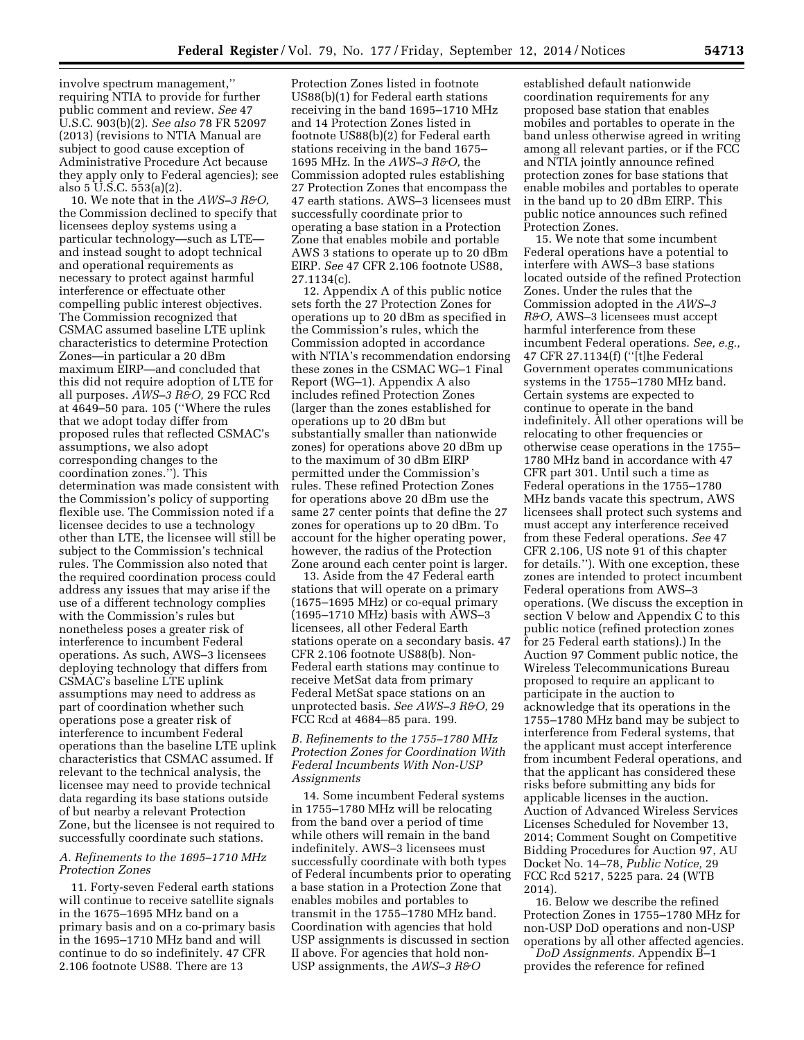involve spectrum management,'' requiring NTIA to provide for further public comment and review. *See* 47 U.S.C. 903(b)(2). *See also* 78 FR 52097 (2013) (revisions to NTIA Manual are subject to good cause exception of Administrative Procedure Act because they apply only to Federal agencies); see also 5 U.S.C. 553(a)(2).

10. We note that in the *AWS–3 R&O,* the Commission declined to specify that licensees deploy systems using a particular technology—such as LTE—and instead sought to adopt technical and operational requirements as necessary to protect against harmful interference or effectuate other compelling public interest objectives. The Commission recognized that CSMAC assumed baseline LTE uplink characteristics to determine Protection Zones—in particular a 20 dBm maximum EIRP—and concluded that this did not require adoption of LTE for all purposes. *AWS–3 R&O,* 29 FCC Rcd at 4649–50 para. 105 (''Where the rules that we adopt today differ from proposed rules that reflected CSMAC's assumptions, we also adopt corresponding changes to the coordination zones.''). This determination was made consistent with the Commission's policy of supporting flexible use. The Commission noted if a licensee decides to use a technology other than LTE, the licensee will still be subject to the Commission's technical rules. The Commission also noted that the required coordination process could address any issues that may arise if the use of a different technology complies with the Commission's rules but nonetheless poses a greater risk of interference to incumbent Federal operations. As such, AWS–3 licensees deploying technology that differs from CSMAC's baseline LTE uplink assumptions may need to address as part of coordination whether such operations pose a greater risk of interference to incumbent Federal operations than the baseline LTE uplink characteristics that CSMAC assumed. If relevant to the technical analysis, the licensee may need to provide technical data regarding its base stations outside of but nearby a relevant Protection Zone, but the licensee is not required to successfully coordinate such stations.

### *A. Refinements to the 1695–1710 MHz Protection Zones*

11. Forty-seven Federal earth stations will continue to receive satellite signals in the 1675–1695 MHz band on a primary basis and on a co-primary basis in the 1695–1710 MHz band and will continue to do so indefinitely. 47 CFR 2.106 footnote US88. There are 13 Protection Zones listed in footnote US88(b)(1) for Federal earth stations receiving in the band 1695–1710 MHz and 14 Protection Zones listed in footnote US88(b)(2) for Federal earth stations receiving in the band 1675–1695 MHz. In the *AWS–3 R&O,* the Commission adopted rules establishing 27 Protection Zones that encompass the 47 earth stations. AWS–3 licensees must successfully coordinate prior to operating a base station in a Protection Zone that enables mobile and portable AWS 3 stations to operate up to 20 dBm EIRP. *See* 47 CFR 2.106 footnote US88, 27.1134(c).

12. Appendix A of this public notice sets forth the 27 Protection Zones for operations up to 20 dBm as specified in the Commission's rules, which the Commission adopted in accordance with NTIA's recommendation endorsing these zones in the CSMAC WG–1 Final Report (WG–1). Appendix A also includes refined Protection Zones (larger than the zones established for operations up to 20 dBm but substantially smaller than nationwide zones) for operations above 20 dBm up to the maximum of 30 dBm EIRP permitted under the Commission's rules. These refined Protection Zones for operations above 20 dBm use the same 27 center points that define the 27 zones for operations up to 20 dBm. To account for the higher operating power, however, the radius of the Protection Zone around each center point is larger.

13. Aside from the 47 Federal earth stations that will operate on a primary (1675–1695 MHz) or co-equal primary (1695–1710 MHz) basis with AWS–3 licensees, all other Federal Earth stations operate on a secondary basis. 47 CFR 2.106 footnote US88(b). Non-Federal earth stations may continue to receive MetSat data from primary Federal MetSat space stations on an unprotected basis. *See AWS–3 R&O,* 29 FCC Rcd at 4684–85 para. 199.

### *B. Refinements to the 1755–1780 MHz Protection Zones for Coordination With Federal Incumbents With Non-USP Assignments*

14. Some incumbent Federal systems in 1755–1780 MHz will be relocating from the band over a period of time while others will remain in the band indefinitely. AWS–3 licensees must successfully coordinate with both types of Federal incumbents prior to operating a base station in a Protection Zone that enables mobiles and portables to transmit in the 1755–1780 MHz band. Coordination with agencies that hold USP assignments is discussed in section II above. For agencies that hold non-USP assignments, the *AWS–3 R&O* established default nationwide coordination requirements for any proposed base station that enables mobiles and portables to operate in the band unless otherwise agreed in writing among all relevant parties, or if the FCC and NTIA jointly announce refined protection zones for base stations that enable mobiles and portables to operate in the band up to 20 dBm EIRP. This public notice announces such refined Protection Zones.

15. We note that some incumbent Federal operations have a potential to interfere with AWS–3 base stations located outside of the refined Protection Zones. Under the rules that the Commission adopted in the *AWS–3 R&O,* AWS–3 licensees must accept harmful interference from these incumbent Federal operations. *See, e.g.,* 47 CFR 27.1134(f) (''[t]he Federal Government operates communications systems in the 1755–1780 MHz band. Certain systems are expected to continue to operate in the band indefinitely. All other operations will be relocating to other frequencies or otherwise cease operations in the 1755–1780 MHz band in accordance with 47 CFR part 301. Until such a time as Federal operations in the 1755–1780 MHz bands vacate this spectrum, AWS licensees shall protect such systems and must accept any interference received from these Federal operations. *See* 47 CFR 2.106, US note 91 of this chapter for details.''). With one exception, these zones are intended to protect incumbent Federal operations from AWS–3 operations. (We discuss the exception in section V below and Appendix C to this public notice (refined protection zones for 25 Federal earth stations).) In the Auction 97 Comment public notice, the Wireless Telecommunications Bureau proposed to require an applicant to participate in the auction to acknowledge that its operations in the 1755–1780 MHz band may be subject to interference from Federal systems, that the applicant must accept interference from incumbent Federal operations, and that the applicant has considered these risks before submitting any bids for applicable licenses in the auction. Auction of Advanced Wireless Services Licenses Scheduled for November 13, 2014; Comment Sought on Competitive Bidding Procedures for Auction 97, AU Docket No. 14–78, *Public Notice,* 29 FCC Rcd 5217, 5225 para. 24 (WTB 2014).

16. Below we describe the refined Protection Zones in 1755–1780 MHz for non-USP DoD operations and non-USP operations by all other affected agencies.

*DoD Assignments.* Appendix B–1 provides the reference for refined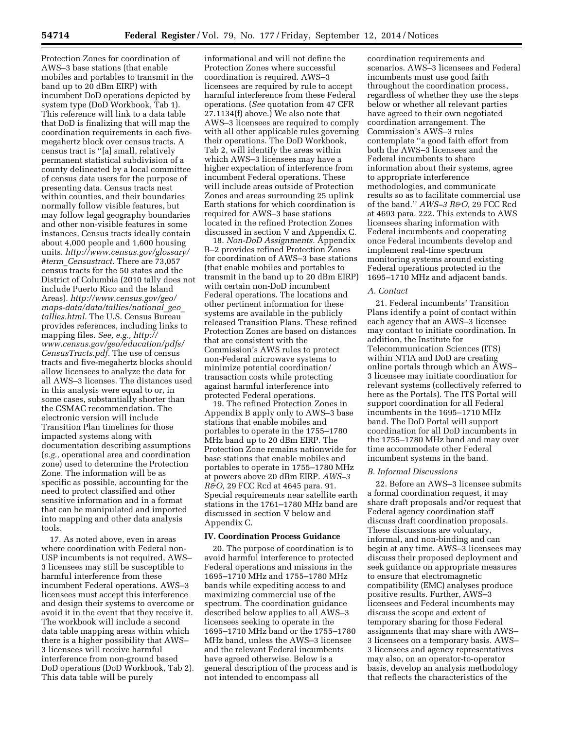Protection Zones for coordination of AWS–3 base stations (that enable mobiles and portables to transmit in the band up to 20 dBm EIRP) with incumbent DoD operations depicted by system type (DoD Workbook, Tab 1). This reference will link to a data table that DoD is finalizing that will map the coordination requirements in each five-megahertz block over census tracts. A census tract is ''[a] small, relatively permanent statistical subdivision of a county delineated by a local committee of census data users for the purpose of presenting data. Census tracts nest within counties, and their boundaries normally follow visible features, but may follow legal geography boundaries and other non-visible features in some instances, Census tracts ideally contain about 4,000 people and 1,600 housing units. *http://www.census.gov/glossary/#term_Censustract.* There are 73,057 census tracts for the 50 states and the District of Columbia (2010 tally does not include Puerto Rico and the Island Areas). *http://www.census.gov/geo/maps-data/data/tallies/national_geo_tallies.html.* The U.S. Census Bureau provides references, including links to mapping files. *See, e.g., http://www.census.gov/geo/education/pdfs/CensusTracts.pdf.* The use of census tracts and five-megahertz blocks should allow licensees to analyze the data for all AWS–3 licenses. The distances used in this analysis were equal to or, in some cases, substantially shorter than the CSMAC recommendation. The electronic version will include Transition Plan timelines for those impacted systems along with documentation describing assumptions (*e.g.,* operational area and coordination zone) used to determine the Protection Zone. The information will be as specific as possible, accounting for the need to protect classified and other sensitive information and in a format that can be manipulated and imported into mapping and other data analysis tools.

17. As noted above, even in areas where coordination with Federal non-USP incumbents is not required, AWS–3 licensees may still be susceptible to harmful interference from these incumbent Federal operations. AWS–3 licensees must accept this interference and design their systems to overcome or avoid it in the event that they receive it. The workbook will include a second data table mapping areas within which there is a higher possibility that AWS–3 licensees will receive harmful interference from non-ground based DoD operations (DoD Workbook, Tab 2). This data table will be purely informational and will not define the Protection Zones where successful coordination is required. AWS–3 licensees are required by rule to accept harmful interference from these Federal operations. (*See* quotation from 47 CFR 27.1134(f) above.) We also note that AWS–3 licensees are required to comply with all other applicable rules governing their operations. The DoD Workbook, Tab 2, will identify the areas within which AWS–3 licensees may have a higher expectation of interference from incumbent Federal operations. These will include areas outside of Protection Zones and areas surrounding 25 uplink Earth stations for which coordination is required for AWS–3 base stations located in the refined Protection Zones discussed in section V and Appendix C.

18. *Non-DoD Assignments.* Appendix B–2 provides refined Protection Zones for coordination of AWS–3 base stations (that enable mobiles and portables to transmit in the band up to 20 dBm EIRP) with certain non-DoD incumbent Federal operations. The locations and other pertinent information for these systems are available in the publicly released Transition Plans. These refined Protection Zones are based on distances that are consistent with the Commission's AWS rules to protect non-Federal microwave systems to minimize potential coordination/transaction costs while protecting against harmful interference into protected Federal operations.

19. The refined Protection Zones in Appendix B apply only to AWS–3 base stations that enable mobiles and portables to operate in the 1755–1780 MHz band up to 20 dBm EIRP. The Protection Zone remains nationwide for base stations that enable mobiles and portables to operate in 1755–1780 MHz at powers above 20 dBm EIRP. *AWS–3 R&O,* 29 FCC Rcd at 4645 para. 91. Special requirements near satellite earth stations in the 1761–1780 MHz band are discussed in section V below and Appendix C.

## IV. Coordination Process Guidance

20. The purpose of coordination is to avoid harmful interference to protected Federal operations and missions in the 1695–1710 MHz and 1755–1780 MHz bands while expediting access to and maximizing commercial use of the spectrum. The coordination guidance described below applies to all AWS–3 licensees seeking to operate in the 1695–1710 MHz band or the 1755–1780 MHz band, unless the AWS–3 licensee and the relevant Federal incumbents have agreed otherwise. Below is a general description of the process and is not intended to encompass all coordination requirements and scenarios. AWS–3 licensees and Federal incumbents must use good faith throughout the coordination process, regardless of whether they use the steps below or whether all relevant parties have agreed to their own negotiated coordination arrangement. The Commission's AWS–3 rules contemplate ''a good faith effort from both the AWS–3 licensees and the Federal incumbents to share information about their systems, agree to appropriate interference methodologies, and communicate results so as to facilitate commercial use of the band.'' *AWS–3 R&O,* 29 FCC Rcd at 4693 para. 222. This extends to AWS licensees sharing information with Federal incumbents and cooperating once Federal incumbents develop and implement real-time spectrum monitoring systems around existing Federal operations protected in the 1695–1710 MHz and adjacent bands.

### A. Contact

21. Federal incumbents' Transition Plans identify a point of contact within each agency that an AWS–3 licensee may contact to initiate coordination. In addition, the Institute for Telecommunication Sciences (ITS) within NTIA and DoD are creating online portals through which an AWS–3 licensee may initiate coordination for relevant systems (collectively referred to here as the Portals). The ITS Portal will support coordination for all Federal incumbents in the 1695–1710 MHz band. The DoD Portal will support coordination for all DoD incumbents in the 1755–1780 MHz band and may over time accommodate other Federal incumbent systems in the band.

### B. Informal Discussions

22. Before an AWS–3 licensee submits a formal coordination request, it may share draft proposals and/or request that Federal agency coordination staff discuss draft coordination proposals. These discussions are voluntary, informal, and non-binding and can begin at any time. AWS–3 licensees may discuss their proposed deployment and seek guidance on appropriate measures to ensure that electromagnetic compatibility (EMC) analyses produce positive results. Further, AWS–3 licensees and Federal incumbents may discuss the scope and extent of temporary sharing for those Federal assignments that may share with AWS–3 licensees on a temporary basis. AWS–3 licensees and agency representatives may also, on an operator-to-operator basis, develop an analysis methodology that reflects the characteristics of the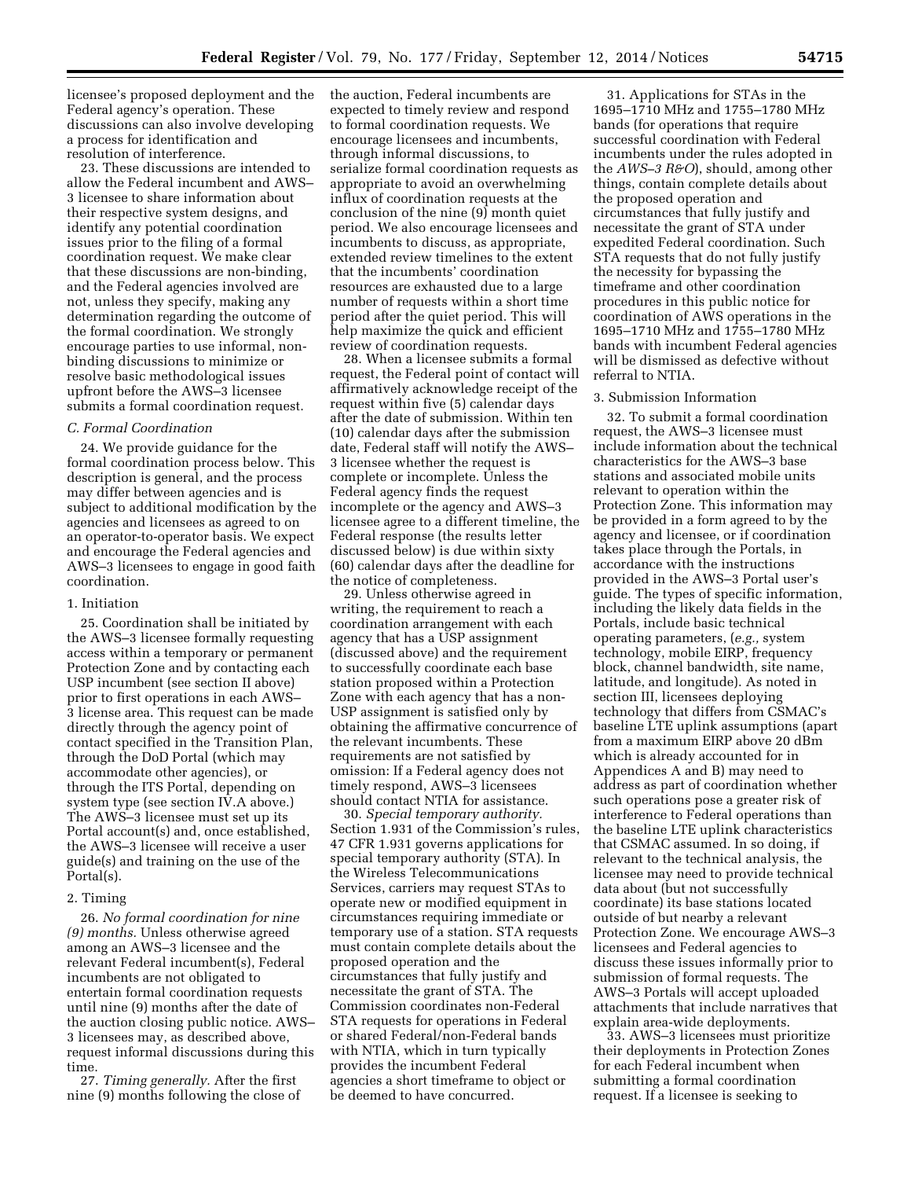licensee's proposed deployment and the Federal agency's operation. These discussions can also involve developing a process for identification and resolution of interference.

23. These discussions are intended to allow the Federal incumbent and AWS–3 licensee to share information about their respective system designs, and identify any potential coordination issues prior to the filing of a formal coordination request. We make clear that these discussions are non-binding, and the Federal agencies involved are not, unless they specify, making any determination regarding the outcome of the formal coordination. We strongly encourage parties to use informal, non-binding discussions to minimize or resolve basic methodological issues upfront before the AWS–3 licensee submits a formal coordination request.

*C. Formal Coordination*

24. We provide guidance for the formal coordination process below. This description is general, and the process may differ between agencies and is subject to additional modification by the agencies and licensees as agreed to on an operator-to-operator basis. We expect and encourage the Federal agencies and AWS–3 licensees to engage in good faith coordination.

1. Initiation

25. Coordination shall be initiated by the AWS–3 licensee formally requesting access within a temporary or permanent Protection Zone and by contacting each USP incumbent (see section II above) prior to first operations in each AWS–3 license area. This request can be made directly through the agency point of contact specified in the Transition Plan, through the DoD Portal (which may accommodate other agencies), or through the ITS Portal, depending on system type (see section IV.A above.) The AWS–3 licensee must set up its Portal account(s) and, once established, the AWS–3 licensee will receive a user guide(s) and training on the use of the Portal(s).

2. Timing

26. *No formal coordination for nine (9) months.* Unless otherwise agreed among an AWS–3 licensee and the relevant Federal incumbent(s), Federal incumbents are not obligated to entertain formal coordination requests until nine (9) months after the date of the auction closing public notice. AWS–3 licensees may, as described above, request informal discussions during this time.

27. *Timing generally.* After the first nine (9) months following the close of the auction, Federal incumbents are expected to timely review and respond to formal coordination requests. We encourage licensees and incumbents, through informal discussions, to serialize formal coordination requests as appropriate to avoid an overwhelming influx of coordination requests at the conclusion of the nine (9) month quiet period. We also encourage licensees and incumbents to discuss, as appropriate, extended review timelines to the extent that the incumbents' coordination resources are exhausted due to a large number of requests within a short time period after the quiet period. This will help maximize the quick and efficient review of coordination requests.

28. When a licensee submits a formal request, the Federal point of contact will affirmatively acknowledge receipt of the request within five (5) calendar days after the date of submission. Within ten (10) calendar days after the submission date, Federal staff will notify the AWS–3 licensee whether the request is complete or incomplete. Unless the Federal agency finds the request incomplete or the agency and AWS–3 licensee agree to a different timeline, the Federal response (the results letter discussed below) is due within sixty (60) calendar days after the deadline for the notice of completeness.

29. Unless otherwise agreed in writing, the requirement to reach a coordination arrangement with each agency that has a USP assignment (discussed above) and the requirement to successfully coordinate each base station proposed within a Protection Zone with each agency that has a non-USP assignment is satisfied only by obtaining the affirmative concurrence of the relevant incumbents. These requirements are not satisfied by omission: If a Federal agency does not timely respond, AWS–3 licensees should contact NTIA for assistance.

30. *Special temporary authority.* Section 1.931 of the Commission's rules, 47 CFR 1.931 governs applications for special temporary authority (STA). In the Wireless Telecommunications Services, carriers may request STAs to operate new or modified equipment in circumstances requiring immediate or temporary use of a station. STA requests must contain complete details about the proposed operation and the circumstances that fully justify and necessitate the grant of STA. The Commission coordinates non-Federal STA requests for operations in Federal or shared Federal/non-Federal bands with NTIA, which in turn typically provides the incumbent Federal agencies a short timeframe to object or be deemed to have concurred.

31. Applications for STAs in the 1695–1710 MHz and 1755–1780 MHz bands (for operations that require successful coordination with Federal incumbents under the rules adopted in the *AWS–3 R&O*), should, among other things, contain complete details about the proposed operation and circumstances that fully justify and necessitate the grant of STA under expedited Federal coordination. Such STA requests that do not fully justify the necessity for bypassing the timeframe and other coordination procedures in this public notice for coordination of AWS operations in the 1695–1710 MHz and 1755–1780 MHz bands with incumbent Federal agencies will be dismissed as defective without referral to NTIA.

3. Submission Information

32. To submit a formal coordination request, the AWS–3 licensee must include information about the technical characteristics for the AWS–3 base stations and associated mobile units relevant to operation within the Protection Zone. This information may be provided in a form agreed to by the agency and licensee, or if coordination takes place through the Portals, in accordance with the instructions provided in the AWS–3 Portal user's guide. The types of specific information, including the likely data fields in the Portals, include basic technical operating parameters, (*e.g.,* system technology, mobile EIRP, frequency block, channel bandwidth, site name, latitude, and longitude). As noted in section III, licensees deploying technology that differs from CSMAC's baseline LTE uplink assumptions (apart from a maximum EIRP above 20 dBm which is already accounted for in Appendices A and B) may need to address as part of coordination whether such operations pose a greater risk of interference to Federal operations than the baseline LTE uplink characteristics that CSMAC assumed. In so doing, if relevant to the technical analysis, the licensee may need to provide technical data about (but not successfully coordinate) its base stations located outside of but nearby a relevant Protection Zone. We encourage AWS–3 licensees and Federal agencies to discuss these issues informally prior to submission of formal requests. The AWS–3 Portals will accept uploaded attachments that include narratives that explain area-wide deployments.

33. AWS–3 licensees must prioritize their deployments in Protection Zones for each Federal incumbent when submitting a formal coordination request. If a licensee is seeking to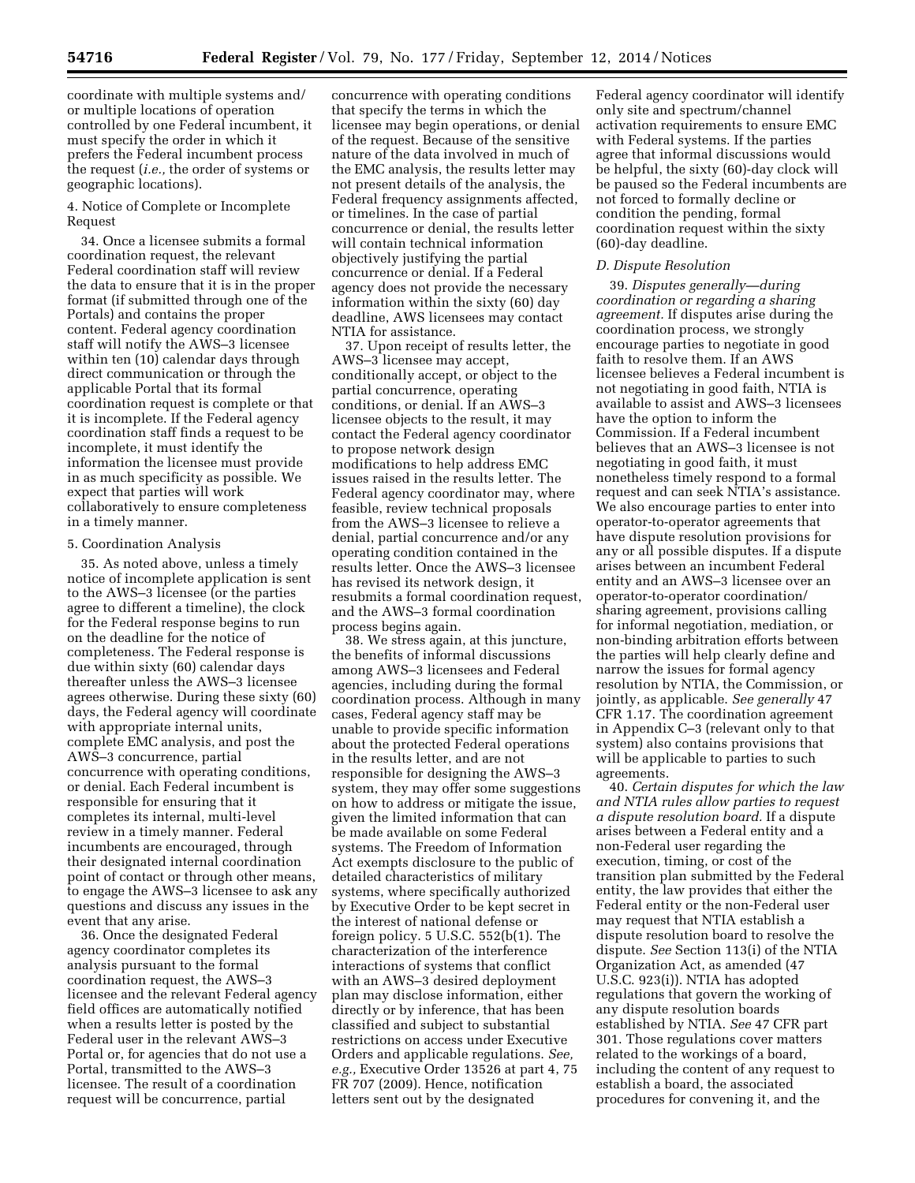coordinate with multiple systems and/or multiple locations of operation controlled by one Federal incumbent, it must specify the order in which it prefers the Federal incumbent process the request (*i.e.,* the order of systems or geographic locations).

4. Notice of Complete or Incomplete Request

34. Once a licensee submits a formal coordination request, the relevant Federal coordination staff will review the data to ensure that it is in the proper format (if submitted through one of the Portals) and contains the proper content. Federal agency coordination staff will notify the AWS–3 licensee within ten (10) calendar days through direct communication or through the applicable Portal that its formal coordination request is complete or that it is incomplete. If the Federal agency coordination staff finds a request to be incomplete, it must identify the information the licensee must provide in as much specificity as possible. We expect that parties will work collaboratively to ensure completeness in a timely manner.

5. Coordination Analysis

35. As noted above, unless a timely notice of incomplete application is sent to the AWS–3 licensee (or the parties agree to different a timeline), the clock for the Federal response begins to run on the deadline for the notice of completeness. The Federal response is due within sixty (60) calendar days thereafter unless the AWS–3 licensee agrees otherwise. During these sixty (60) days, the Federal agency will coordinate with appropriate internal units, complete EMC analysis, and post the AWS–3 concurrence, partial concurrence with operating conditions, or denial. Each Federal incumbent is responsible for ensuring that it completes its internal, multi-level review in a timely manner. Federal incumbents are encouraged, through their designated internal coordination point of contact or through other means, to engage the AWS–3 licensee to ask any questions and discuss any issues in the event that any arise.

36. Once the designated Federal agency coordinator completes its analysis pursuant to the formal coordination request, the AWS–3 licensee and the relevant Federal agency field offices are automatically notified when a results letter is posted by the Federal user in the relevant AWS–3 Portal or, for agencies that do not use a Portal, transmitted to the AWS–3 licensee. The result of a coordination request will be concurrence, partial concurrence with operating conditions that specify the terms in which the licensee may begin operations, or denial of the request. Because of the sensitive nature of the data involved in much of the EMC analysis, the results letter may not present details of the analysis, the Federal frequency assignments affected, or timelines. In the case of partial concurrence or denial, the results letter will contain technical information objectively justifying the partial concurrence or denial. If a Federal agency does not provide the necessary information within the sixty (60) day deadline, AWS licensees may contact NTIA for assistance.

37. Upon receipt of results letter, the AWS–3 licensee may accept, conditionally accept, or object to the partial concurrence, operating conditions, or denial. If an AWS–3 licensee objects to the result, it may contact the Federal agency coordinator to propose network design modifications to help address EMC issues raised in the results letter. The Federal agency coordinator may, where feasible, review technical proposals from the AWS–3 licensee to relieve a denial, partial concurrence and/or any operating condition contained in the results letter. Once the AWS–3 licensee has revised its network design, it resubmits a formal coordination request, and the AWS–3 formal coordination process begins again.

38. We stress again, at this juncture, the benefits of informal discussions among AWS–3 licensees and Federal agencies, including during the formal coordination process. Although in many cases, Federal agency staff may be unable to provide specific information about the protected Federal operations in the results letter, and are not responsible for designing the AWS–3 system, they may offer some suggestions on how to address or mitigate the issue, given the limited information that can be made available on some Federal systems. The Freedom of Information Act exempts disclosure to the public of detailed characteristics of military systems, where specifically authorized by Executive Order to be kept secret in the interest of national defense or foreign policy. 5 U.S.C. 552(b(1). The characterization of the interference interactions of systems that conflict with an AWS–3 desired deployment plan may disclose information, either directly or by inference, that has been classified and subject to substantial restrictions on access under Executive Orders and applicable regulations. *See, e.g.,* Executive Order 13526 at part 4, 75 FR 707 (2009). Hence, notification letters sent out by the designated Federal agency coordinator will identify only site and spectrum/channel activation requirements to ensure EMC with Federal systems. If the parties agree that informal discussions would be helpful, the sixty (60)-day clock will be paused so the Federal incumbents are not forced to formally decline or condition the pending, formal coordination request within the sixty (60)-day deadline.

*D. Dispute Resolution*

39. *Disputes generally—during coordination or regarding a sharing agreement.* If disputes arise during the coordination process, we strongly encourage parties to negotiate in good faith to resolve them. If an AWS licensee believes a Federal incumbent is not negotiating in good faith, NTIA is available to assist and AWS–3 licensees have the option to inform the Commission. If a Federal incumbent believes that an AWS–3 licensee is not negotiating in good faith, it must nonetheless timely respond to a formal request and can seek NTIA's assistance. We also encourage parties to enter into operator-to-operator agreements that have dispute resolution provisions for any or all possible disputes. If a dispute arises between an incumbent Federal entity and an AWS–3 licensee over an operator-to-operator coordination/sharing agreement, provisions calling for informal negotiation, mediation, or non-binding arbitration efforts between the parties will help clearly define and narrow the issues for formal agency resolution by NTIA, the Commission, or jointly, as applicable. *See generally* 47 CFR 1.17. The coordination agreement in Appendix C–3 (relevant only to that system) also contains provisions that will be applicable to parties to such agreements.

40. *Certain disputes for which the law and NTIA rules allow parties to request a dispute resolution board.* If a dispute arises between a Federal entity and a non-Federal user regarding the execution, timing, or cost of the transition plan submitted by the Federal entity, the law provides that either the Federal entity or the non-Federal user may request that NTIA establish a dispute resolution board to resolve the dispute. *See* Section 113(i) of the NTIA Organization Act, as amended (47 U.S.C. 923(i)). NTIA has adopted regulations that govern the working of any dispute resolution boards established by NTIA. *See* 47 CFR part 301. Those regulations cover matters related to the workings of a board, including the content of any request to establish a board, the associated procedures for convening it, and the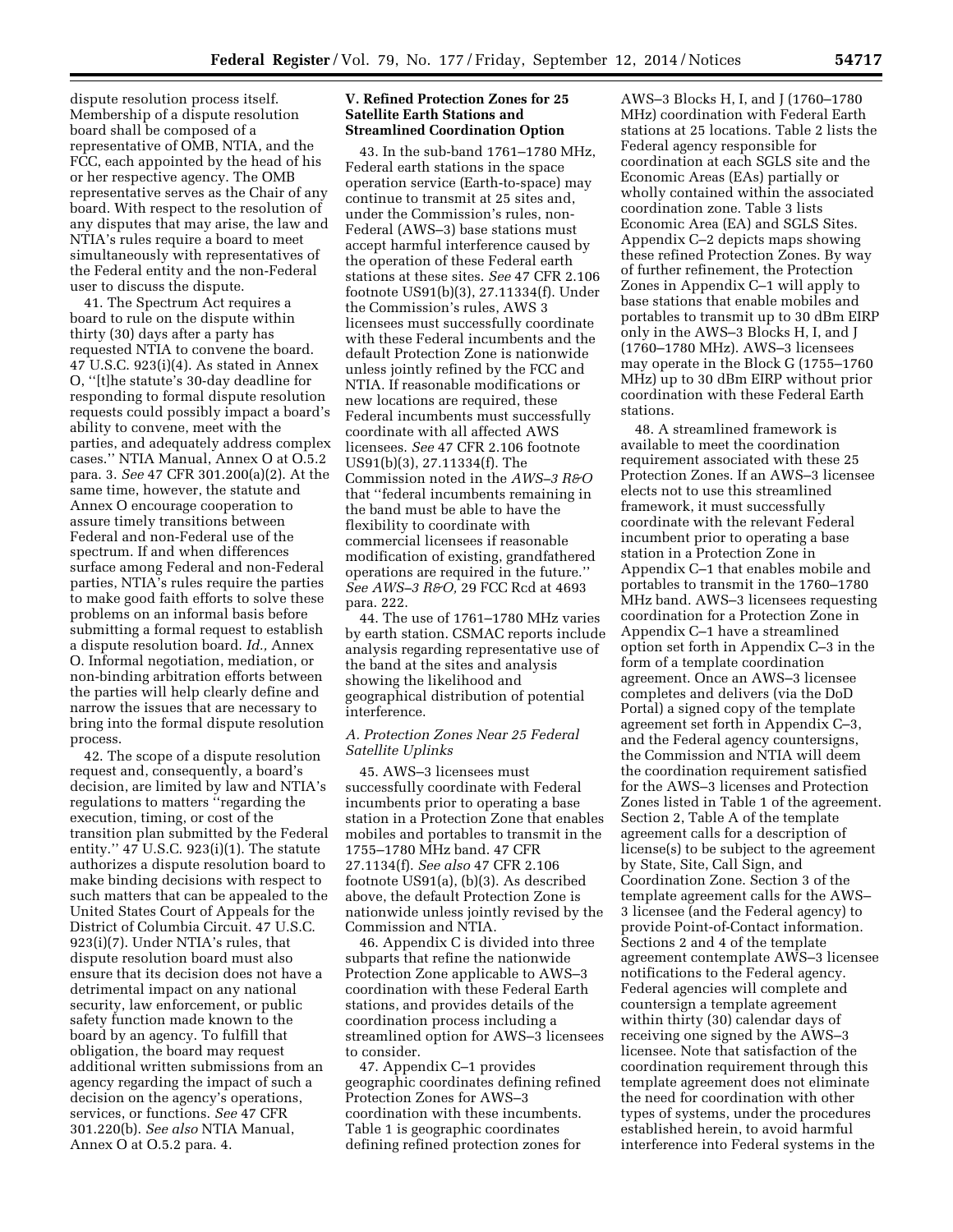dispute resolution process itself. Membership of a dispute resolution board shall be composed of a representative of OMB, NTIA, and the FCC, each appointed by the head of his or her respective agency. The OMB representative serves as the Chair of any board. With respect to the resolution of any disputes that may arise, the law and NTIA's rules require a board to meet simultaneously with representatives of the Federal entity and the non-Federal user to discuss the dispute.

41. The Spectrum Act requires a board to rule on the dispute within thirty (30) days after a party has requested NTIA to convene the board. 47 U.S.C. 923(i)(4). As stated in Annex O, ''[t]he statute's 30-day deadline for responding to formal dispute resolution requests could possibly impact a board's ability to convene, meet with the parties, and adequately address complex cases.'' NTIA Manual, Annex O at O.5.2 para. 3. *See* 47 CFR 301.200(a)(2). At the same time, however, the statute and Annex O encourage cooperation to assure timely transitions between Federal and non-Federal use of the spectrum. If and when differences surface among Federal and non-Federal parties, NTIA's rules require the parties to make good faith efforts to solve these problems on an informal basis before submitting a formal request to establish a dispute resolution board. *Id.,* Annex O. Informal negotiation, mediation, or non-binding arbitration efforts between the parties will help clearly define and narrow the issues that are necessary to bring into the formal dispute resolution process.

42. The scope of a dispute resolution request and, consequently, a board's decision, are limited by law and NTIA's regulations to matters ''regarding the execution, timing, or cost of the transition plan submitted by the Federal entity.'' 47 U.S.C. 923(i)(1). The statute authorizes a dispute resolution board to make binding decisions with respect to such matters that can be appealed to the United States Court of Appeals for the District of Columbia Circuit. 47 U.S.C. 923(i)(7). Under NTIA's rules, that dispute resolution board must also ensure that its decision does not have a detrimental impact on any national security, law enforcement, or public safety function made known to the board by an agency. To fulfill that obligation, the board may request additional written submissions from an agency regarding the impact of such a decision on the agency's operations, services, or functions. *See* 47 CFR 301.220(b). *See also* NTIA Manual, Annex O at O.5.2 para. 4.

## V. Refined Protection Zones for 25 Satellite Earth Stations and Streamlined Coordination Option

43. In the sub-band 1761–1780 MHz, Federal earth stations in the space operation service (Earth-to-space) may continue to transmit at 25 sites and, under the Commission's rules, non-Federal (AWS–3) base stations must accept harmful interference caused by the operation of these Federal earth stations at these sites. *See* 47 CFR 2.106 footnote US91(b)(3), 27.11334(f). Under the Commission's rules, AWS 3 licensees must successfully coordinate with these Federal incumbents and the default Protection Zone is nationwide unless jointly refined by the FCC and NTIA. If reasonable modifications or new locations are required, these Federal incumbents must successfully coordinate with all affected AWS licensees. *See* 47 CFR 2.106 footnote US91(b)(3), 27.11334(f). The Commission noted in the *AWS–3 R&O* that ''federal incumbents remaining in the band must be able to have the flexibility to coordinate with commercial licensees if reasonable modification of existing, grandfathered operations are required in the future.'' *See AWS–3 R&O,* 29 FCC Rcd at 4693 para. 222.

44. The use of 1761–1780 MHz varies by earth station. CSMAC reports include analysis regarding representative use of the band at the sites and analysis showing the likelihood and geographical distribution of potential interference.

### A. Protection Zones Near 25 Federal Satellite Uplinks

45. AWS–3 licensees must successfully coordinate with Federal incumbents prior to operating a base station in a Protection Zone that enables mobiles and portables to transmit in the 1755–1780 MHz band. 47 CFR 27.1134(f). *See also* 47 CFR 2.106 footnote US91(a), (b)(3). As described above, the default Protection Zone is nationwide unless jointly revised by the Commission and NTIA.

46. Appendix C is divided into three subparts that refine the nationwide Protection Zone applicable to AWS–3 coordination with these Federal Earth stations, and provides details of the coordination process including a streamlined option for AWS–3 licensees to consider.

47. Appendix C–1 provides geographic coordinates defining refined Protection Zones for AWS–3 coordination with these incumbents. Table 1 is geographic coordinates defining refined protection zones for AWS–3 Blocks H, I, and J (1760–1780 MHz) coordination with Federal Earth stations at 25 locations. Table 2 lists the Federal agency responsible for coordination at each SGLS site and the Economic Areas (EAs) partially or wholly contained within the associated coordination zone. Table 3 lists Economic Area (EA) and SGLS Sites. Appendix C–2 depicts maps showing these refined Protection Zones. By way of further refinement, the Protection Zones in Appendix C–1 will apply to base stations that enable mobiles and portables to transmit up to 30 dBm EIRP only in the AWS–3 Blocks H, I, and J (1760–1780 MHz). AWS–3 licensees may operate in the Block G (1755–1760 MHz) up to 30 dBm EIRP without prior coordination with these Federal Earth stations.

48. A streamlined framework is available to meet the coordination requirement associated with these 25 Protection Zones. If an AWS–3 licensee elects not to use this streamlined framework, it must successfully coordinate with the relevant Federal incumbent prior to operating a base station in a Protection Zone in Appendix C–1 that enables mobile and portables to transmit in the 1760–1780 MHz band. AWS–3 licensees requesting coordination for a Protection Zone in Appendix C–1 have a streamlined option set forth in Appendix C–3 in the form of a template coordination agreement. Once an AWS–3 licensee completes and delivers (via the DoD Portal) a signed copy of the template agreement set forth in Appendix C–3, and the Federal agency countersigns, the Commission and NTIA will deem the coordination requirement satisfied for the AWS–3 licenses and Protection Zones listed in Table 1 of the agreement. Section 2, Table A of the template agreement calls for a description of license(s) to be subject to the agreement by State, Site, Call Sign, and Coordination Zone. Section 3 of the template agreement calls for the AWS–3 licensee (and the Federal agency) to provide Point-of-Contact information. Sections 2 and 4 of the template agreement contemplate AWS–3 licensee notifications to the Federal agency. Federal agencies will complete and countersign a template agreement within thirty (30) calendar days of receiving one signed by the AWS–3 licensee. Note that satisfaction of the coordination requirement through this template agreement does not eliminate the need for coordination with other types of systems, under the procedures established herein, to avoid harmful interference into Federal systems in the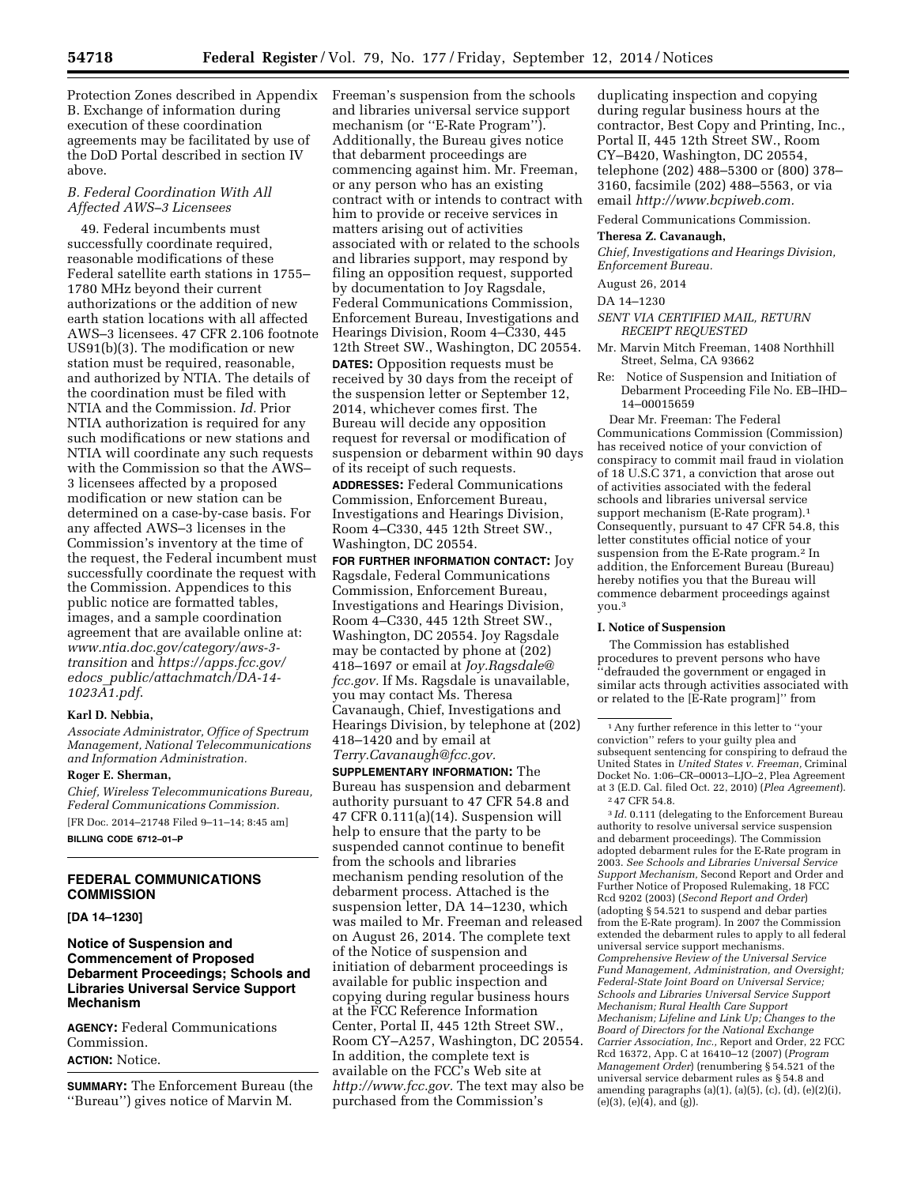Protection Zones described in Appendix B. Exchange of information during execution of these coordination agreements may be facilitated by use of the DoD Portal described in section IV above.

*B. Federal Coordination With All Affected AWS–3 Licensees*

49. Federal incumbents must successfully coordinate required, reasonable modifications of these Federal satellite earth stations in 1755–1780 MHz beyond their current authorizations or the addition of new earth station locations with all affected AWS–3 licensees. 47 CFR 2.106 footnote US91(b)(3). The modification or new station must be required, reasonable, and authorized by NTIA. The details of the coordination must be filed with NTIA and the Commission. *Id.* Prior NTIA authorization is required for any such modifications or new stations and NTIA will coordinate any such requests with the Commission so that the AWS–3 licensees affected by a proposed modification or new station can be determined on a case-by-case basis. For any affected AWS–3 licenses in the Commission's inventory at the time of the request, the Federal incumbent must successfully coordinate the request with the Commission. Appendices to this public notice are formatted tables, images, and a sample coordination agreement that are available online at: *www.ntia.doc.gov/category/aws-3-transition* and *https://apps.fcc.gov/edocs_public/attachmatch/DA-14-1023A1.pdf*.

**Karl D. Nebbia,**

*Associate Administrator, Office of Spectrum Management, National Telecommunications and Information Administration.*

**Roger E. Sherman,**

*Chief, Wireless Telecommunications Bureau, Federal Communications Commission.*

[FR Doc. 2014–21748 Filed 9–11–14; 8:45 am]

**BILLING CODE 6712–01–P**

## FEDERAL COMMUNICATIONS COMMISSION

**[DA 14–1230]**

## Notice of Suspension and Commencement of Proposed Debarment Proceedings; Schools and Libraries Universal Service Support Mechanism

**AGENCY:** Federal Communications Commission.

**ACTION:** Notice.

**SUMMARY:** The Enforcement Bureau (the ''Bureau'') gives notice of Marvin M. Freeman's suspension from the schools and libraries universal service support mechanism (or ''E-Rate Program''). Additionally, the Bureau gives notice that debarment proceedings are commencing against him. Mr. Freeman, or any person who has an existing contract with or intends to contract with him to provide or receive services in matters arising out of activities associated with or related to the schools and libraries support, may respond by filing an opposition request, supported by documentation to Joy Ragsdale, Federal Communications Commission, Enforcement Bureau, Investigations and Hearings Division, Room 4–C330, 445 12th Street SW., Washington, DC 20554.

**DATES:** Opposition requests must be received by 30 days from the receipt of the suspension letter or September 12, 2014, whichever comes first. The Bureau will decide any opposition request for reversal or modification of suspension or debarment within 90 days of its receipt of such requests.

**ADDRESSES:** Federal Communications Commission, Enforcement Bureau, Investigations and Hearings Division, Room 4–C330, 445 12th Street SW., Washington, DC 20554.

**FOR FURTHER INFORMATION CONTACT:** Joy Ragsdale, Federal Communications Commission, Enforcement Bureau, Investigations and Hearings Division, Room 4–C330, 445 12th Street SW., Washington, DC 20554. Joy Ragsdale may be contacted by phone at (202) 418–1697 or email at *Joy.Ragsdale@fcc.gov.* If Ms. Ragsdale is unavailable, you may contact Ms. Theresa Cavanaugh, Chief, Investigations and Hearings Division, by telephone at (202) 418–1420 and by email at *Terry.Cavanaugh@fcc.gov.*

**SUPPLEMENTARY INFORMATION:** The Bureau has suspension and debarment authority pursuant to 47 CFR 54.8 and 47 CFR 0.111(a)(14). Suspension will help to ensure that the party to be suspended cannot continue to benefit from the schools and libraries mechanism pending resolution of the debarment process. Attached is the suspension letter, DA 14–1230, which was mailed to Mr. Freeman and released on August 26, 2014. The complete text of the Notice of suspension and initiation of debarment proceedings is available for public inspection and copying during regular business hours at the FCC Reference Information Center, Portal II, 445 12th Street SW., Room CY–A257, Washington, DC 20554. In addition, the complete text is available on the FCC's Web site at *http://www.fcc.gov.* The text may also be purchased from the Commission's duplicating inspection and copying during regular business hours at the contractor, Best Copy and Printing, Inc., Portal II, 445 12th Street SW., Room CY–B420, Washington, DC 20554, telephone (202) 488–5300 or (800) 378–3160, facsimile (202) 488–5563, or via email *http://www.bcpiweb.com.*

Federal Communications Commission.

**Theresa Z. Cavanaugh,**

*Chief, Investigations and Hearings Division, Enforcement Bureau.*

August 26, 2014

DA 14–1230

*SENT VIA CERTIFIED MAIL, RETURN RECEIPT REQUESTED*

Mr. Marvin Mitch Freeman, 1408 Northhill Street, Selma, CA 93662

Re: Notice of Suspension and Initiation of Debarment Proceeding File No. EB–IHD–14–00015659

Dear Mr. Freeman: The Federal Communications Commission (Commission) has received notice of your conviction of conspiracy to commit mail fraud in violation of 18 U.S.C 371, a conviction that arose out of activities associated with the federal schools and libraries universal service support mechanism (E-Rate program).[1] Consequently, pursuant to 47 CFR 54.8, this letter constitutes official notice of your suspension from the E-Rate program.[2] In addition, the Enforcement Bureau (Bureau) hereby notifies you that the Bureau will commence debarment proceedings against you.[3]

**I. Notice of Suspension**

The Commission has established procedures to prevent persons who have ''defrauded the government or engaged in similar acts through activities associated with or related to the [E-Rate program]'' from

[1] Any further reference in this letter to ''your conviction'' refers to your guilty plea and subsequent sentencing for conspiring to defraud the United States in *United States v. Freeman,* Criminal Docket No. 1:06–CR–00013–LJO–2, Plea Agreement at 3 (E.D. Cal. filed Oct. 22, 2010) (*Plea Agreement*).

[2] 47 CFR 54.8.

[3] *Id.* 0.111 (delegating to the Enforcement Bureau authority to resolve universal service suspension and debarment proceedings). The Commission adopted debarment rules for the E-Rate program in 2003. *See Schools and Libraries Universal Service Support Mechanism,* Second Report and Order and Further Notice of Proposed Rulemaking, 18 FCC Rcd 9202 (2003) (*Second Report and Order*) (adopting § 54.521 to suspend and debar parties from the E-Rate program). In 2007 the Commission extended the debarment rules to apply to all federal universal service support mechanisms. *Comprehensive Review of the Universal Service Fund Management, Administration, and Oversight; Federal-State Joint Board on Universal Service; Schools and Libraries Universal Service Support Mechanism; Rural Health Care Support Mechanism; Lifeline and Link Up; Changes to the Board of Directors for the National Exchange Carrier Association, Inc.,* Report and Order, 22 FCC Rcd 16372, App. C at 16410–12 (2007) (*Program Management Order*) (renumbering § 54.521 of the universal service debarment rules as § 54.8 and amending paragraphs (a)(1), (a)(5), (c), (d), (e)(2)(i), (e)(3), (e)(4), and (g)).